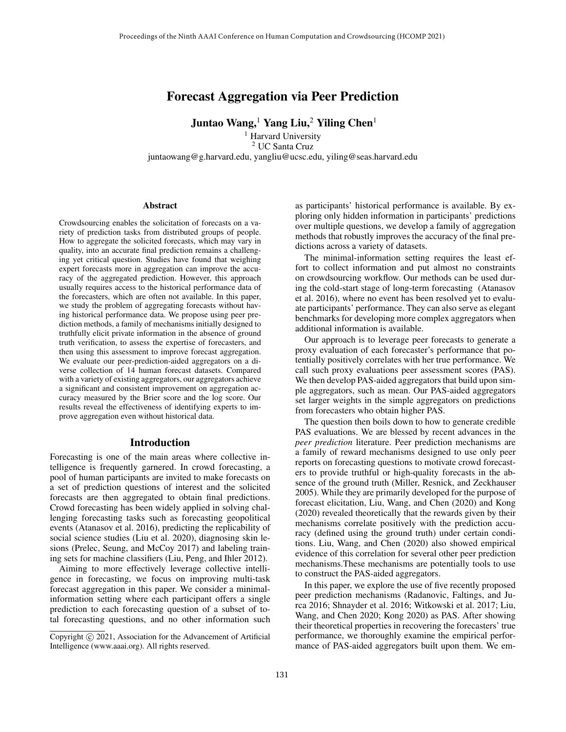# Forecast Aggregation via Peer Prediction

**Juntao Wang,[1] Yang Liu,[2] Yiling Chen[1]**

[1] Harvard University
[2] UC Santa Cruz
juntaowang@g.harvard.edu, yangliu@ucsc.edu, yiling@seas.harvard.edu

## Abstract

Crowdsourcing enables the solicitation of forecasts on a variety of prediction tasks from distributed groups of people. How to aggregate the solicited forecasts, which may vary in quality, into an accurate final prediction remains a challenging yet critical question. Studies have found that weighing expert forecasts more in aggregation can improve the accuracy of the aggregated prediction. However, this approach usually requires access to the historical performance data of the forecasters, which are often not available. In this paper, we study the problem of aggregating forecasts without having historical performance data. We propose using peer prediction methods, a family of mechanisms initially designed to truthfully elicit private information in the absence of ground truth verification, to assess the expertise of forecasters, and then using this assessment to improve forecast aggregation. We evaluate our peer-prediction-aided aggregators on a diverse collection of 14 human forecast datasets. Compared with a variety of existing aggregators, our aggregators achieve a significant and consistent improvement on aggregation accuracy measured by the Brier score and the log score. Our results reveal the effectiveness of identifying experts to improve aggregation even without historical data.

## Introduction

Forecasting is one of the main areas where collective intelligence is frequently garnered. In crowd forecasting, a pool of human participants are invited to make forecasts on a set of prediction questions of interest and the solicited forecasts are then aggregated to obtain final predictions. Crowd forecasting has been widely applied in solving challenging forecasting tasks such as forecasting geopolitical events (Atanasov et al. 2016), predicting the replicability of social science studies (Liu et al. 2020), diagnosing skin lesions (Prelec, Seung, and McCoy 2017) and labeling training sets for machine classifiers (Liu, Peng, and Ihler 2012).

Aiming to more effectively leverage collective intelligence in forecasting, we focus on improving multi-task forecast aggregation in this paper. We consider a minimal-information setting where each participant offers a single prediction to each forecasting question of a subset of total forecasting questions, and no other information such as participants' historical performance is available. By exploring only hidden information in participants' predictions over multiple questions, we develop a family of aggregation methods that robustly improves the accuracy of the final predictions across a variety of datasets.

The minimal-information setting requires the least effort to collect information and put almost no constraints on crowdsourcing workflow. Our methods can be used during the cold-start stage of long-term forecasting (Atanasov et al. 2016), where no event has been resolved yet to evaluate participants' performance. They can also serve as elegant benchmarks for developing more complex aggregators when additional information is available.

Our approach is to leverage peer forecasts to generate a proxy evaluation of each forecaster's performance that potentially positively correlates with her true performance. We call such proxy evaluations peer assessment scores (PAS). We then develop PAS-aided aggregators that build upon simple aggregators, such as mean. Our PAS-aided aggregators set larger weights in the simple aggregators on predictions from forecasters who obtain higher PAS.

The question then boils down to how to generate credible PAS evaluations. We are blessed by recent advances in the *peer prediction* literature. Peer prediction mechanisms are a family of reward mechanisms designed to use only peer reports on forecasting questions to motivate crowd forecasters to provide truthful or high-quality forecasts in the absence of the ground truth (Miller, Resnick, and Zeckhauser 2005). While they are primarily developed for the purpose of forecast elicitation, Liu, Wang, and Chen (2020) and Kong (2020) revealed theoretically that the rewards given by their mechanisms correlate positively with the prediction accuracy (defined using the ground truth) under certain conditions. Liu, Wang, and Chen (2020) also showed empirical evidence of this correlation for several other peer prediction mechanisms.These mechanisms are potentially tools to use to construct the PAS-aided aggregators.

In this paper, we explore the use of five recently proposed peer prediction mechanisms (Radanovic, Faltings, and Jurca 2016; Shnayder et al. 2016; Witkowski et al. 2017; Liu, Wang, and Chen 2020; Kong 2020) as PAS. After showing their theoretical properties in recovering the forecasters' true performance, we thoroughly examine the empirical performance of PAS-aided aggregators built upon them. We em-

Copyright © 2021, Association for the Advancement of Artificial Intelligence (www.aaai.org). All rights reserved.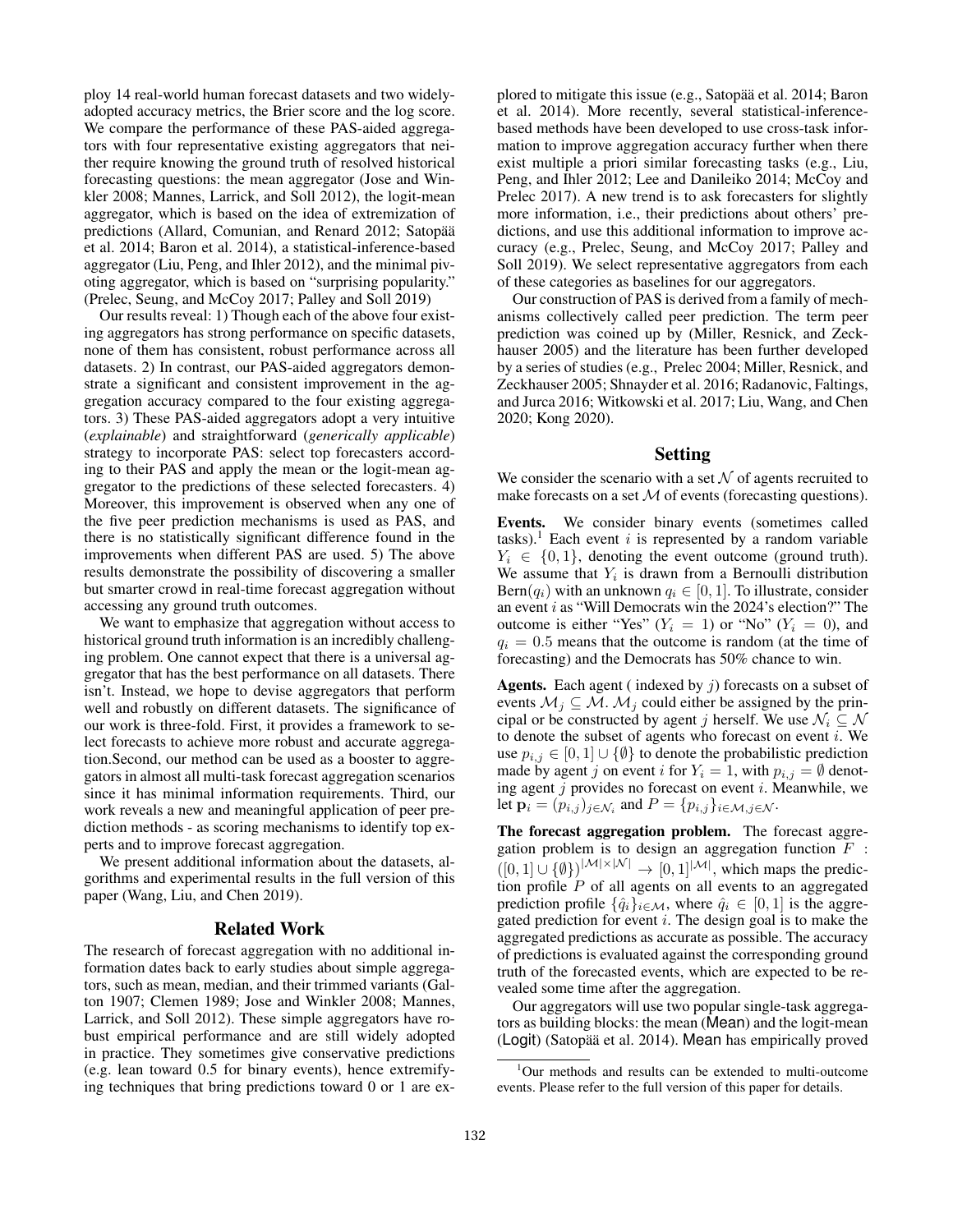ploy 14 real-world human forecast datasets and two widely-adopted accuracy metrics, the Brier score and the log score. We compare the performance of these PAS-aided aggregators with four representative existing aggregators that neither require knowing the ground truth of resolved historical forecasting questions: the mean aggregator (Jose and Winkler 2008; Mannes, Larrick, and Soll 2012), the logit-mean aggregator, which is based on the idea of extremization of predictions (Allard, Comunian, and Renard 2012; Satopää et al. 2014; Baron et al. 2014), a statistical-inference-based aggregator (Liu, Peng, and Ihler 2012), and the minimal pivoting aggregator, which is based on "surprising popularity." (Prelec, Seung, and McCoy 2017; Palley and Soll 2019)

Our results reveal: 1) Though each of the above four existing aggregators has strong performance on specific datasets, none of them has consistent, robust performance across all datasets. 2) In contrast, our PAS-aided aggregators demonstrate a significant and consistent improvement in the aggregation accuracy compared to the four existing aggregators. 3) These PAS-aided aggregators adopt a very intuitive (*explainable*) and straightforward (*generically applicable*) strategy to incorporate PAS: select top forecasters according to their PAS and apply the mean or the logit-mean aggregator to the predictions of these selected forecasters. 4) Moreover, this improvement is observed when any one of the five peer prediction mechanisms is used as PAS, and there is no statistically significant difference found in the improvements when different PAS are used. 5) The above results demonstrate the possibility of discovering a smaller but smarter crowd in real-time forecast aggregation without accessing any ground truth outcomes.

We want to emphasize that aggregation without access to historical ground truth information is an incredibly challenging problem. One cannot expect that there is a universal aggregator that has the best performance on all datasets. There isn't. Instead, we hope to devise aggregators that perform well and robustly on different datasets. The significance of our work is three-fold. First, it provides a framework to select forecasts to achieve more robust and accurate aggregation.Second, our method can be used as a booster to aggregators in almost all multi-task forecast aggregation scenarios since it has minimal information requirements. Third, our work reveals a new and meaningful application of peer prediction methods - as scoring mechanisms to identify top experts and to improve forecast aggregation.

We present additional information about the datasets, algorithms and experimental results in the full version of this paper (Wang, Liu, and Chen 2019).

## Related Work

The research of forecast aggregation with no additional information dates back to early studies about simple aggregators, such as mean, median, and their trimmed variants (Galton 1907; Clemen 1989; Jose and Winkler 2008; Mannes, Larrick, and Soll 2012). These simple aggregators have robust empirical performance and are still widely adopted in practice. They sometimes give conservative predictions (e.g. lean toward 0.5 for binary events), hence extremifying techniques that bring predictions toward 0 or 1 are explored to mitigate this issue (e.g., Satopää et al. 2014; Baron et al. 2014). More recently, several statistical-inference-based methods have been developed to use cross-task information to improve aggregation accuracy further when there exist multiple a priori similar forecasting tasks (e.g., Liu, Peng, and Ihler 2012; Lee and Danileiko 2014; McCoy and Prelec 2017). A new trend is to ask forecasters for slightly more information, i.e., their predictions about others' predictions, and use this additional information to improve accuracy (e.g., Prelec, Seung, and McCoy 2017; Palley and Soll 2019). We select representative aggregators from each of these categories as baselines for our aggregators.

Our construction of PAS is derived from a family of mechanisms collectively called peer prediction. The term peer prediction was coined up by (Miller, Resnick, and Zeckhauser 2005) and the literature has been further developed by a series of studies (e.g., Prelec 2004; Miller, Resnick, and Zeckhauser 2005; Shnayder et al. 2016; Radanovic, Faltings, and Jurca 2016; Witkowski et al. 2017; Liu, Wang, and Chen 2020; Kong 2020).

## Setting

We consider the scenario with a set $\mathcal{N}$ of agents recruited to make forecasts on a set $\mathcal{M}$ of events (forecasting questions).

**Events.** We consider binary events (sometimes called tasks).[1] Each event $i$ is represented by a random variable $Y_i \in \{0, 1\}$, denoting the event outcome (ground truth). We assume that $Y_i$ is drawn from a Bernoulli distribution $\text{Bern}(q_i)$ with an unknown $q_i \in [0, 1]$. To illustrate, consider an event $i$ as "Will Democrats win the 2024's election?" The outcome is either "Yes" ($Y_i = 1$) or "No" ($Y_i = 0$), and $q_i = 0.5$ means that the outcome is random (at the time of forecasting) and the Democrats has 50% chance to win.

**Agents.** Each agent ( indexed by $j$) forecasts on a subset of events $\mathcal{M}_j \subseteq \mathcal{M}$. $\mathcal{M}_j$ could either be assigned by the principal or be constructed by agent $j$ herself. We use $\mathcal{N}_i \subseteq \mathcal{N}$ to denote the subset of agents who forecast on event $i$. We use $p_{i,j} \in [0, 1] \cup \{\emptyset\}$ to denote the probabilistic prediction made by agent $j$ on event $i$ for $Y_i = 1$, with $p_{i,j} = \emptyset$ denoting agent $j$ provides no forecast on event $i$. Meanwhile, we let $\mathbf{p}_i = (p_{i,j})_{j \in \mathcal{N}_i}$ and $P = \{p_{i,j}\}_{i \in \mathcal{M}, j \in \mathcal{N}}$.

**The forecast aggregation problem.** The forecast aggregation problem is to design an aggregation function $F : ([0, 1] \cup \{\emptyset\})^{|\mathcal{M}| \times |\mathcal{N}|} \to [0, 1]^{|\mathcal{M}|}$, which maps the prediction profile $P$ of all agents on all events to an aggregated prediction profile $\{\hat{q}_i\}_{i \in \mathcal{M}}$, where $\hat{q}_i \in [0, 1]$ is the aggregated prediction for event $i$. The design goal is to make the aggregated predictions as accurate as possible. The accuracy of predictions is evaluated against the corresponding ground truth of the forecasted events, which are expected to be revealed some time after the aggregation.

Our aggregators will use two popular single-task aggregators as building blocks: the mean (Mean) and the logit-mean (Logit) (Satopää et al. 2014). Mean has empirically proved

[1] Our methods and results can be extended to multi-outcome events. Please refer to the full version of this paper for details.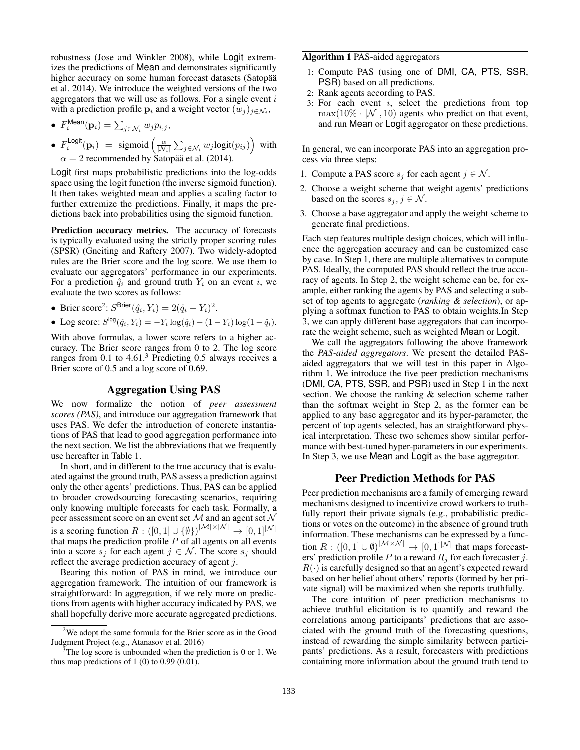robustness (Jose and Winkler 2008), while Logit extremizes the predictions of Mean and demonstrates significantly higher accuracy on some human forecast datasets (Satopää et al. 2014). We introduce the weighted versions of the two aggregators that we will use as follows. For a single event $i$ with a prediction profile $\mathbf{p}_i$ and a weight vector $(w_j)_{j \in \mathcal{N}_i}$,

- $F_i^{\text{Mean}}(\mathbf{p}_i) = \sum_{j \in \mathcal{N}_i} w_j p_{i,j}$,
- $F_i^{\text{Logit}}(\mathbf{p}_i) = \text{sigmoid}\left(\frac{\alpha}{|\mathcal{N}_i|} \sum_{j \in \mathcal{N}_i} w_j \text{logit}(p_{ij})\right)$ with $\alpha = 2$ recommended by Satopää et al. (2014).

Logit first maps probabilistic predictions into the log-odds space using the logit function (the inverse sigmoid function). It then takes weighted mean and applies a scaling factor to further extremize the predictions. Finally, it maps the predictions back into probabilities using the sigmoid function.

**Prediction accuracy metrics.** The accuracy of forecasts is typically evaluated using the strictly proper scoring rules (SPSR) (Gneiting and Raftery 2007). Two widely-adopted rules are the Brier score and the log score. We use them to evaluate our aggregators' performance in our experiments. For a prediction $\hat{q}_i$ and ground truth $Y_i$ on an event $i$, we evaluate the two scores as follows:

- Brier score[2]: $S^{\text{Brier}}(\hat{q}_i, Y_i) = 2(\hat{q}_i - Y_i)^2$.
- Log score: $S^{\text{log}}(\hat{q}_i, Y_i) = -Y_i \log(\hat{q}_i) - (1 - Y_i) \log(1 - \hat{q}_i)$.

With above formulas, a lower score refers to a higher accuracy. The Brier score ranges from 0 to 2. The log score ranges from 0.1 to 4.61.[3] Predicting 0.5 always receives a Brier score of 0.5 and a log score of 0.69.

## Aggregation Using PAS

We now formalize the notion of *peer assessment scores (PAS)*, and introduce our aggregation framework that uses PAS. We defer the introduction of concrete instantiations of PAS that lead to good aggregation performance into the next section. We list the abbreviations that we frequently use hereafter in Table 1.

In short, and in different to the true accuracy that is evaluated against the ground truth, PAS assess a prediction against only the other agents' predictions. Thus, PAS can be applied to broader crowdsourcing forecasting scenarios, requiring only knowing multiple forecasts for each task. Formally, a peer assessment score on an event set $\mathcal{M}$ and an agent set $\mathcal{N}$ is a scoring function $R : ([0, 1] \cup \{\emptyset\})^{|\mathcal{M}| \times |\mathcal{N}|} \to [0, 1]^{|\mathcal{N}|}$ that maps the prediction profile $P$ of all agents on all events into a score $s_j$ for each agent $j \in \mathcal{N}$. The score $s_j$ should reflect the average prediction accuracy of agent $j$.

Bearing this notion of PAS in mind, we introduce our aggregation framework. The intuition of our framework is straightforward: In aggregation, if we rely more on predictions from agents with higher accuracy indicated by PAS, we shall hopefully derive more accurate aggregated predictions.

[2] We adopt the same formula for the Brier score as in the Good Judgment Project (e.g., Atanasov et al. 2016)

[3] The log score is unbounded when the prediction is 0 or 1. We thus map predictions of 1 (0) to 0.99 (0.01).

**Algorithm 1** PAS-aided aggregators

1: Compute PAS (using one of DMI, CA, PTS, SSR, PSR) based on all predictions.
2: Rank agents according to PAS.
3: For each event $i$, select the predictions from top $\max(10\% \cdot |\mathcal{N}|, 10)$ agents who predict on that event, and run Mean or Logit aggregator on these predictions.

In general, we can incorporate PAS into an aggregation process via three steps:

1. Compute a PAS score $s_j$ for each agent $j \in \mathcal{N}$.
2. Choose a weight scheme that weight agents' predictions based on the scores $s_j, j \in \mathcal{N}$.
3. Choose a base aggregator and apply the weight scheme to generate final predictions.

Each step features multiple design choices, which will influence the aggregation accuracy and can be customized case by case. In Step 1, there are multiple alternatives to compute PAS. Ideally, the computed PAS should reflect the true accuracy of agents. In Step 2, the weight scheme can be, for example, either ranking the agents by PAS and selecting a subset of top agents to aggregate (*ranking & selection*), or applying a softmax function to PAS to obtain weights.In Step 3, we can apply different base aggregators that can incorporate the weight scheme, such as weighted Mean or Logit.

We call the aggregators following the above framework the *PAS-aided aggregators*. We present the detailed PAS-aided aggregators that we will test in this paper in Algorithm 1. We introduce the five peer prediction mechanisms (DMI, CA, PTS, SSR, and PSR) used in Step 1 in the next section. We choose the ranking & selection scheme rather than the softmax weight in Step 2, as the former can be applied to any base aggregator and its hyper-parameter, the percent of top agents selected, has an straightforward physical interpretation. These two schemes show similar performance with best-tuned hyper-parameters in our experiments. In Step 3, we use Mean and Logit as the base aggregator.

## Peer Prediction Methods for PAS

Peer prediction mechanisms are a family of emerging reward mechanisms designed to incentivize crowd workers to truthfully report their private signals (e.g., probabilistic predictions or votes on the outcome) in the absence of ground truth information. These mechanisms can be expressed by a function $R : ([0, 1] \cup \emptyset)^{|\mathcal{M} \times \mathcal{N}|} \to [0, 1]^{|\mathcal{N}|}$ that maps forecasters' prediction profile $P$ to a reward $R_j$ for each forecaster $j$. $R(\cdot)$ is carefully designed so that an agent's expected reward based on her belief about others' reports (formed by her private signal) will be maximized when she reports truthfully.

The core intuition of peer prediction mechanisms to achieve truthful elicitation is to quantify and reward the correlations among participants' predictions that are associated with the ground truth of the forecasting questions, instead of rewarding the simple similarity between participants' predictions. As a result, forecasters with predictions containing more information about the ground truth tend to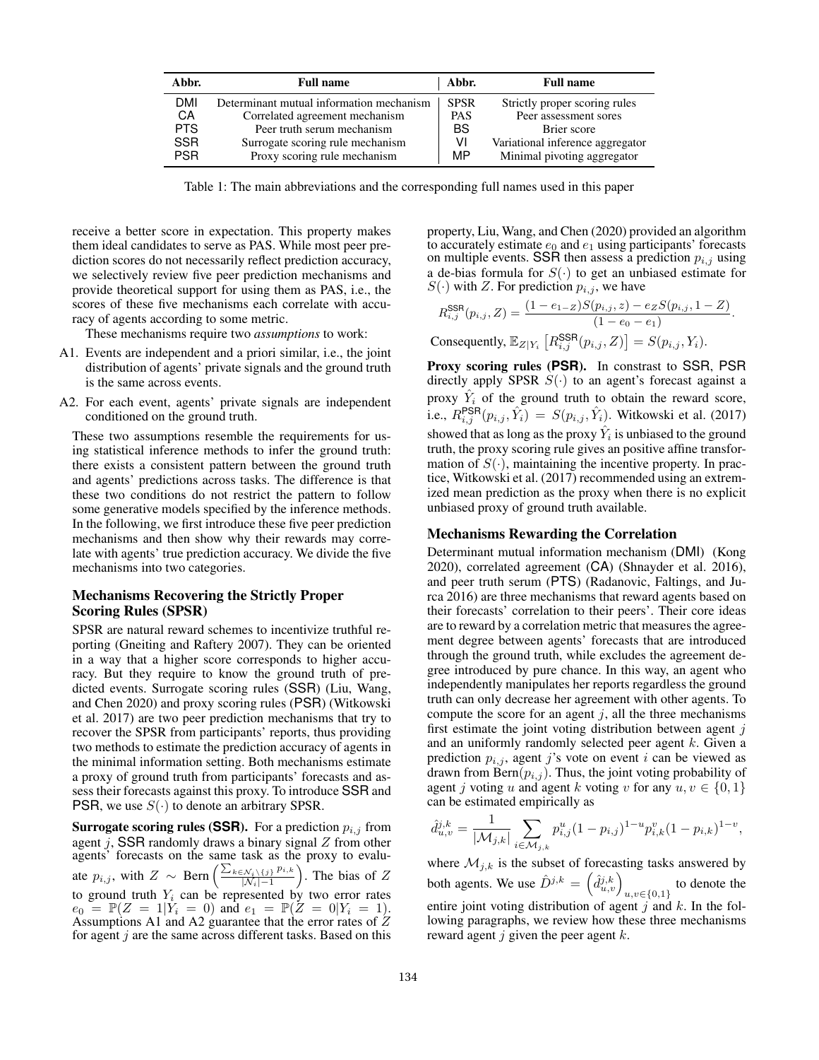| Abbr. | Full name | Abbr. | Full name |
|---|---|---|---|
| DMI | Determinant mutual information mechanism | SPSR | Strictly proper scoring rules |
| CA | Correlated agreement mechanism | PAS | Peer assessment sores |
| PTS | Peer truth serum mechanism | BS | Brier score |
| SSR | Surrogate scoring rule mechanism | VI | Variational inference aggregator |
| PSR | Proxy scoring rule mechanism | MP | Minimal pivoting aggregator |

Table 1: The main abbreviations and the corresponding full names used in this paper

receive a better score in expectation. This property makes them ideal candidates to serve as PAS. While most peer prediction scores do not necessarily reflect prediction accuracy, we selectively review five peer prediction mechanisms and provide theoretical support for using them as PAS, i.e., the scores of these five mechanisms each correlate with accuracy of agents according to some metric.

These mechanisms require two *assumptions* to work:

A1. Events are independent and a priori similar, i.e., the joint distribution of agents' private signals and the ground truth is the same across events.

A2. For each event, agents' private signals are independent conditioned on the ground truth.

These two assumptions resemble the requirements for using statistical inference methods to infer the ground truth: there exists a consistent pattern between the ground truth and agents' predictions across tasks. The difference is that these two conditions do not restrict the pattern to follow some generative models specified by the inference methods. In the following, we first introduce these five peer prediction mechanisms and then show why their rewards may correlate with agents' true prediction accuracy. We divide the five mechanisms into two categories.

## Mechanisms Recovering the Strictly Proper Scoring Rules (SPSR)

SPSR are natural reward schemes to incentivize truthful reporting (Gneiting and Raftery 2007). They can be oriented in a way that a higher score corresponds to higher accuracy. But they require to know the ground truth of predicted events. Surrogate scoring rules (SSR) (Liu, Wang, and Chen 2020) and proxy scoring rules (PSR) (Witkowski et al. 2017) are two peer prediction mechanisms that try to recover the SPSR from participants' reports, thus providing two methods to estimate the prediction accuracy of agents in the minimal information setting. Both mechanisms estimate a proxy of ground truth from participants' forecasts and assess their forecasts against this proxy. To introduce SSR and PSR, we use $S(\cdot)$ to denote an arbitrary SPSR.

**Surrogate scoring rules (SSR).** For a prediction $p_{i,j}$ from agent $j$, SSR randomly draws a binary signal $Z$ from other agents' forecasts on the same task as the proxy to evaluate $p_{i,j}$, with $Z \sim \text{Bern}\left(\frac{\sum_{k\in\mathcal{N}_i\setminus\{j\}} p_{i,k}}{|\mathcal{N}_i|-1}\right)$. The bias of $Z$ to ground truth $Y_i$ can be represented by two error rates $e_0 = \mathbb{P}(Z = 1|Y_i = 0)$ and $e_1 = \mathbb{P}(Z = 0|Y_i = 1)$. Assumptions A1 and A2 guarantee that the error rates of $Z$ for agent $j$ are the same across different tasks. Based on this property, Liu, Wang, and Chen (2020) provided an algorithm to accurately estimate $e_0$ and $e_1$ using participants' forecasts on multiple events. SSR then assess a prediction $p_{i,j}$ using a de-bias formula for $S(\cdot)$ to get an unbiased estimate for $S(\cdot)$ with $Z$. For prediction $p_{i,j}$, we have

$$R^{\mathsf{SSR}}_{i,j}(p_{i,j}, Z) = \frac{(1-e_{1-Z})S(p_{i,j}, z) - e_Z S(p_{i,j}, 1-Z)}{(1-e_0-e_1)}.$$

Consequently, $\mathbb{E}_{Z|Y_i}\left[R^{\mathsf{SSR}}_{i,j}(p_{i,j}, Z)\right] = S(p_{i,j}, Y_i)$.

**Proxy scoring rules (PSR).** In constrast to SSR, PSR directly apply SPSR $S(\cdot)$ to an agent's forecast against a proxy $\hat{Y}_i$ of the ground truth to obtain the reward score, i.e., $R^{\mathsf{PSR}}_{i,j}(p_{i,j}, \hat{Y}_i) = S(p_{i,j}, \hat{Y}_i)$. Witkowski et al. (2017) showed that as long as the proxy $\hat{Y}_i$ is unbiased to the ground truth, the proxy scoring rule gives an positive affine transformation of $S(\cdot)$, maintaining the incentive property. In practice, Witkowski et al. (2017) recommended using an extremized mean prediction as the proxy when there is no explicit unbiased proxy of ground truth available.

## Mechanisms Rewarding the Correlation

Determinant mutual information mechanism (DMI) (Kong 2020), correlated agreement (CA) (Shnayder et al. 2016), and peer truth serum (PTS) (Radanovic, Faltings, and Jurca 2016) are three mechanisms that reward agents based on their forecasts' correlation to their peers'. Their core ideas are to reward by a correlation metric that measures the agreement degree between agents' forecasts that are introduced through the ground truth, while excludes the agreement degree introduced by pure chance. In this way, an agent who independently manipulates her reports regardless the ground truth can only decrease her agreement with other agents. To compute the score for an agent $j$, all the three mechanisms first estimate the joint voting distribution between agent $j$ and an uniformly randomly selected peer agent $k$. Given a prediction $p_{i,j}$, agent $j$'s vote on event $i$ can be viewed as drawn from Bern$(p_{i,j})$. Thus, the joint voting probability of agent $j$ voting $u$ and agent $k$ voting $v$ for any $u, v \in \{0, 1\}$ can be estimated empirically as

$$\hat{d}^{j,k}_{u,v} = \frac{1}{|\mathcal{M}_{j,k}|}\sum_{i\in\mathcal{M}_{j,k}} p^u_{i,j}(1-p_{i,j})^{1-u} p^v_{i,k}(1-p_{i,k})^{1-v},$$

where $\mathcal{M}_{j,k}$ is the subset of forecasting tasks answered by both agents. We use $\hat{D}^{j,k} = \left(\hat{d}^{j,k}_{u,v}\right)_{u,v\in\{0,1\}}$ to denote the entire joint voting distribution of agent $j$ and $k$. In the following paragraphs, we review how these three mechanisms reward agent $j$ given the peer agent $k$.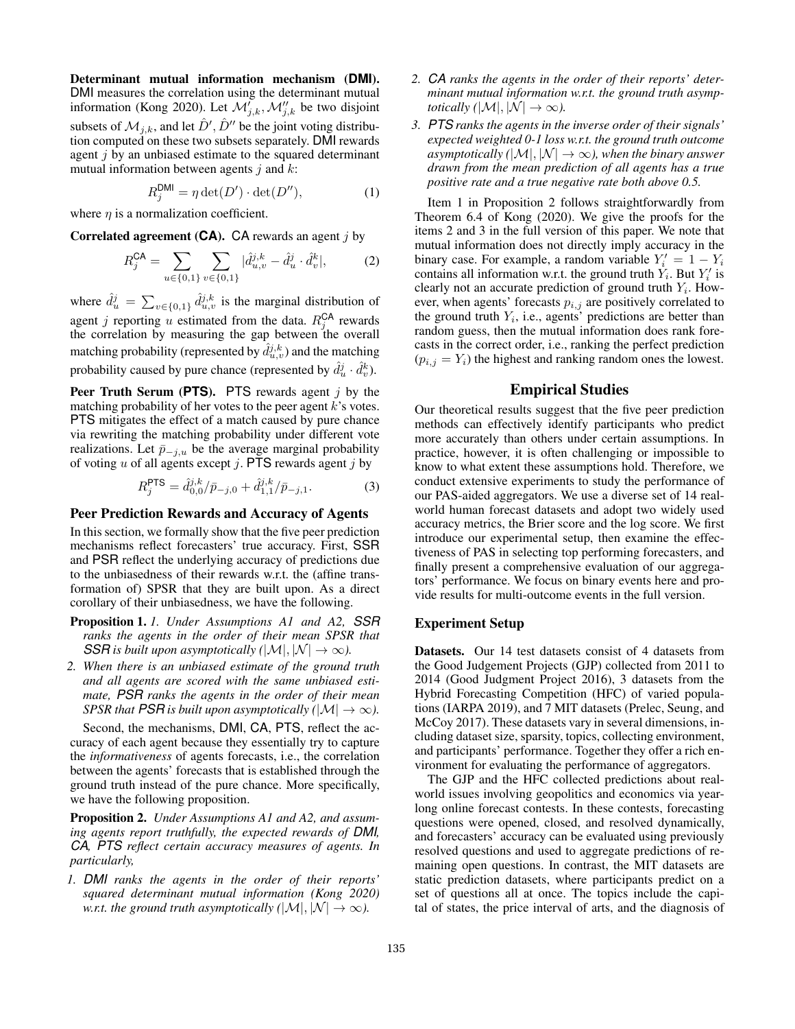**Determinant mutual information mechanism (DMI).** DMI measures the correlation using the determinant mutual information (Kong 2020). Let $\mathcal{M}'_{j,k}, \mathcal{M}''_{j,k}$ be two disjoint subsets of $\mathcal{M}_{j,k}$, and let $\hat{D}', \hat{D}''$ be the joint voting distribution computed on these two subsets separately. DMI rewards agent $j$ by an unbiased estimate to the squared determinant mutual information between agents $j$ and $k$:

$$R_j^{\mathsf{DMI}} = \eta \det(D') \cdot \det(D''), \tag{1}$$

where $\eta$ is a normalization coefficient.

**Correlated agreement (CA).** CA rewards an agent $j$ by

$$R_j^{\mathsf{CA}} = \sum_{u \in \{0,1\}} \sum_{v \in \{0,1\}} |\hat{d}_{u,v}^{j,k} - \hat{d}_u^j \cdot \hat{d}_v^k|, \tag{2}$$

where $\hat{d}_u^j = \sum_{v \in \{0,1\}} \hat{d}_{u,v}^{j,k}$ is the marginal distribution of agent $j$ reporting $u$ estimated from the data. $R_j^{\mathsf{CA}}$ rewards the correlation by measuring the gap between the overall matching probability (represented by $\hat{d}_{u,v}^{j,k}$) and the matching probability caused by pure chance (represented by $\hat{d}_u^j \cdot \hat{d}_v^k$).

**Peer Truth Serum (PTS).** PTS rewards agent $j$ by the matching probability of her votes to the peer agent $k$'s votes. PTS mitigates the effect of a match caused by pure chance via rewriting the matching probability under different vote realizations. Let $\bar{p}_{-j,u}$ be the average marginal probability of voting $u$ of all agents except $j$. PTS rewards agent $j$ by

$$R_j^{\mathsf{PTS}} = \hat{d}_{0,0}^{j,k} / \bar{p}_{-j,0} + \hat{d}_{1,1}^{j,k} / \bar{p}_{-j,1}. \tag{3}$$

## Peer Prediction Rewards and Accuracy of Agents

In this section, we formally show that the five peer prediction mechanisms reflect forecasters' true accuracy. First, SSR and PSR reflect the underlying accuracy of predictions due to the unbiasedness of their rewards w.r.t. the (affine transformation of) SPSR that they are built upon. As a direct corollary of their unbiasedness, we have the following.

**Proposition 1.** *1. Under Assumptions A1 and A2, SSR ranks the agents in the order of their mean SPSR that SSR is built upon asymptotically ($|\mathcal{M}|, |\mathcal{N}| \to \infty$).*

*2. When there is an unbiased estimate of the ground truth and all agents are scored with the same unbiased estimate, PSR ranks the agents in the order of their mean SPSR that PSR is built upon asymptotically ($|\mathcal{M}| \to \infty$).*

Second, the mechanisms, DMI, CA, PTS, reflect the accuracy of each agent because they essentially try to capture the *informativeness* of agents forecasts, i.e., the correlation between the agents' forecasts that is established through the ground truth instead of the pure chance. More specifically, we have the following proposition.

**Proposition 2.** *Under Assumptions A1 and A2, and assuming agents report truthfully, the expected rewards of DMI, CA, PTS reflect certain accuracy measures of agents. In particularly,*

1. *DMI ranks the agents in the order of their reports' squared determinant mutual information (Kong 2020) w.r.t. the ground truth asymptotically ($|\mathcal{M}|, |\mathcal{N}| \to \infty$).*
2. *CA ranks the agents in the order of their reports' determinant mutual information w.r.t. the ground truth asymptotically ($|\mathcal{M}|, |\mathcal{N}| \to \infty$).*
3. *PTS ranks the agents in the inverse order of their signals' expected weighted 0-1 loss w.r.t. the ground truth outcome asymptotically ($|\mathcal{M}|, |\mathcal{N}| \to \infty$), when the binary answer drawn from the mean prediction of all agents has a true positive rate and a true negative rate both above 0.5.*

Item 1 in Proposition 2 follows straightforwardly from Theorem 6.4 of Kong (2020). We give the proofs for the items 2 and 3 in the full version of this paper. We note that mutual information does not directly imply accuracy in the binary case. For example, a random variable $Y_i' = 1 - Y_i$ contains all information w.r.t. the ground truth $Y_i$. But $Y_i'$ is clearly not an accurate prediction of ground truth $Y_i$. However, when agents' forecasts $p_{i,j}$ are positively correlated to the ground truth $Y_i$, i.e., agents' predictions are better than random guess, then the mutual information does rank forecasts in the correct order, i.e., ranking the perfect prediction ($p_{i,j} = Y_i$) the highest and ranking random ones the lowest.

## Empirical Studies

Our theoretical results suggest that the five peer prediction methods can effectively identify participants who predict more accurately than others under certain assumptions. In practice, however, it is often challenging or impossible to know to what extent these assumptions hold. Therefore, we conduct extensive experiments to study the performance of our PAS-aided aggregators. We use a diverse set of 14 real-world human forecast datasets and adopt two widely used accuracy metrics, the Brier score and the log score. We first introduce our experimental setup, then examine the effectiveness of PAS in selecting top performing forecasters, and finally present a comprehensive evaluation of our aggregators' performance. We focus on binary events here and provide results for multi-outcome events in the full version.

### Experiment Setup

**Datasets.** Our 14 test datasets consist of 4 datasets from the Good Judgement Projects (GJP) collected from 2011 to 2014 (Good Judgment Project 2016), 3 datasets from the Hybrid Forecasting Competition (HFC) of varied populations (IARPA 2019), and 7 MIT datasets (Prelec, Seung, and McCoy 2017). These datasets vary in several dimensions, including dataset size, sparsity, topics, collecting environment, and participants' performance. Together they offer a rich environment for evaluating the performance of aggregators.

The GJP and the HFC collected predictions about real-world issues involving geopolitics and economics via year-long online forecast contests. In these contests, forecasting questions were opened, closed, and resolved dynamically, and forecasters' accuracy can be evaluated using previously resolved questions and used to aggregate predictions of remaining open questions. In contrast, the MIT datasets are static prediction datasets, where participants predict on a set of questions all at once. The topics include the capital of states, the price interval of arts, and the diagnosis of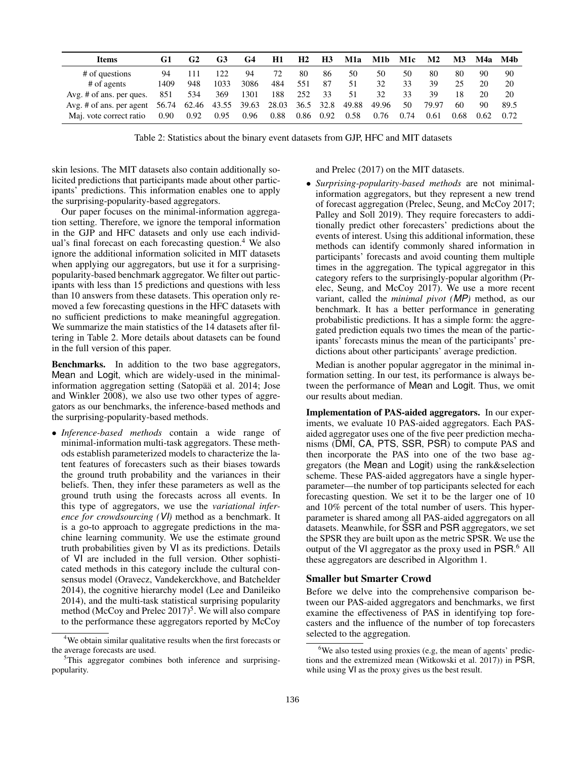| Items | G1 | G2 | G3 | G4 | H1 | H2 | H3 | M1a | M1b | M1c | M2 | M3 | M4a | M4b |
|---|---|---|---|---|---|---|---|---|---|---|---|---|---|---|
| # of questions | 94 | 111 | 122 | 94 | 72 | 80 | 86 | 50 | 50 | 50 | 80 | 80 | 90 | 90 |
| # of agents | 1409 | 948 | 1033 | 3086 | 484 | 551 | 87 | 51 | 32 | 33 | 39 | 25 | 20 | 20 |
| Avg. # of ans. per ques. | 851 | 534 | 369 | 1301 | 188 | 252 | 33 | 51 | 32 | 33 | 39 | 18 | 20 | 20 |
| Avg. # of ans. per agent | 56.74 | 62.46 | 43.55 | 39.63 | 28.03 | 36.5 | 32.8 | 49.88 | 49.96 | 50 | 79.97 | 60 | 90 | 89.5 |
| Maj. vote correct ratio | 0.90 | 0.92 | 0.95 | 0.96 | 0.88 | 0.86 | 0.92 | 0.58 | 0.76 | 0.74 | 0.61 | 0.68 | 0.62 | 0.72 |

Table 2: Statistics about the binary event datasets from GJP, HFC and MIT datasets

skin lesions. The MIT datasets also contain additionally solicited predictions that participants made about other participants' predictions. This information enables one to apply the surprising-popularity-based aggregators.

Our paper focuses on the minimal-information aggregation setting. Therefore, we ignore the temporal information in the GJP and HFC datasets and only use each individual's final forecast on each forecasting question.[4] We also ignore the additional information solicited in MIT datasets when applying our aggregators, but use it for a surprising-popularity-based benchmark aggregator. We filter out participants with less than 15 predictions and questions with less than 10 answers from these datasets. This operation only removed a few forecasting questions in the HFC datasets with no sufficient predictions to make meaningful aggregation. We summarize the main statistics of the 14 datasets after filtering in Table 2. More details about datasets can be found in the full version of this paper.

**Benchmarks.** In addition to the two base aggregators, Mean and Logit, which are widely-used in the minimal-information aggregation setting (Satopää et al. 2014; Jose and Winkler 2008), we also use two other types of aggregators as our benchmarks, the inference-based methods and the surprising-popularity-based methods.

- *Inference-based methods* contain a wide range of minimal-information multi-task aggregators. These methods establish parameterized models to characterize the latent features of forecasters such as their biases towards the ground truth probability and the variances in their beliefs. Then, they infer these parameters as well as the ground truth using the forecasts across all events. In this type of aggregators, we use the *variational inference for crowdsourcing (VI)* method as a benchmark. It is a go-to approach to aggregate predictions in the machine learning community. We use the estimate ground truth probabilities given by VI as its predictions. Details of VI are included in the full version. Other sophisticated methods in this category include the cultural consensus model (Oravecz, Vandekerckhove, and Batchelder 2014), the cognitive hierarchy model (Lee and Danileiko 2014), and the multi-task statistical surprising popularity method (McCoy and Prelec 2017)[5]. We will also compare to the performance these aggregators reported by McCoy and Prelec (2017) on the MIT datasets.
- *Surprising-popularity-based methods* are not minimal-information aggregators, but they represent a new trend of forecast aggregation (Prelec, Seung, and McCoy 2017; Palley and Soll 2019). They require forecasters to additionally predict other forecasters' predictions about the events of interest. Using this additional information, these methods can identify commonly shared information in participants' forecasts and avoid counting them multiple times in the aggregation. The typical aggregator in this category refers to the surprisingly-popular algorithm (Prelec, Seung, and McCoy 2017). We use a more recent variant, called the *minimal pivot (MP)* method, as our benchmark. It has a better performance in generating probabilistic predictions. It has a simple form: the aggregated prediction equals two times the mean of the participants' forecasts minus the mean of the participants' predictions about other participants' average prediction.

Median is another popular aggregator in the minimal information setting. In our test, its performance is always between the performance of Mean and Logit. Thus, we omit our results about median.

**Implementation of PAS-aided aggregators.** In our experiments, we evaluate 10 PAS-aided aggregators. Each PAS-aided aggregator uses one of the five peer prediction mechanisms (DMI, CA, PTS, SSR, PSR) to compute PAS and then incorporate the PAS into one of the two base aggregators (the Mean and Logit) using the rank&selection scheme. These PAS-aided aggregators have a single hyperparameter—the number of top participants selected for each forecasting question. We set it to be the larger one of 10 and 10% percent of the total number of users. This hyperparameter is shared among all PAS-aided aggregators on all datasets. Meanwhile, for SSR and PSR aggregators, we set the SPSR they are built upon as the metric SPSR. We use the output of the VI aggregator as the proxy used in PSR.[6] All these aggregators are described in Algorithm 1.

## Smaller but Smarter Crowd

Before we delve into the comprehensive comparison between our PAS-aided aggregators and benchmarks, we first examine the effectiveness of PAS in identifying top forecasters and the influence of the number of top forecasters selected to the aggregation.

[4] We obtain similar qualitative results when the first forecasts or the average forecasts are used.

[5] This aggregator combines both inference and surprising-popularity.

[6] We also tested using proxies (e.g, the mean of agents' predictions and the extremized mean (Witkowski et al. 2017)) in PSR, while using VI as the proxy gives us the best result.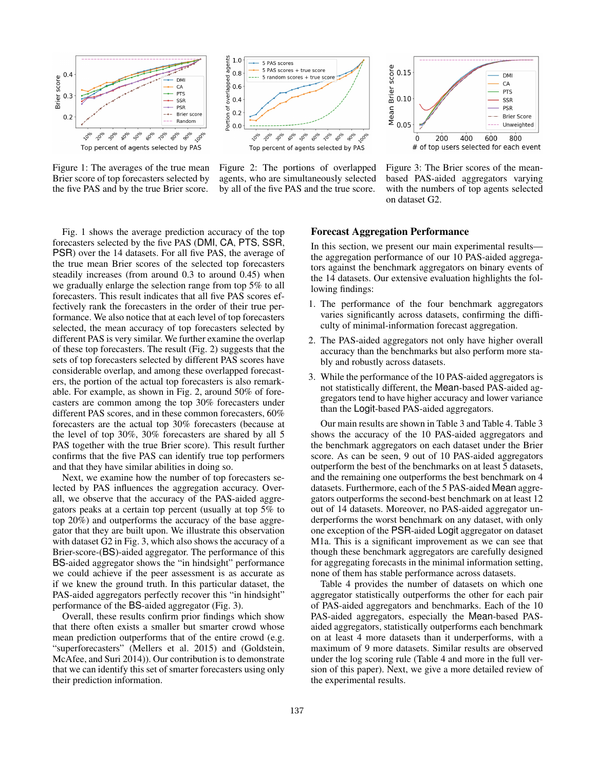Figure 1: The averages of the true mean Brier score of top forecasters selected by the five PAS and by the true Brier score.

Figure 2: The portions of overlapped agents, who are simultaneously selected by all of the five PAS and the true score.

Figure 3: The Brier scores of the mean-based PAS-aided aggregators varying with the numbers of top agents selected on dataset G2.

Fig. 1 shows the average prediction accuracy of the top forecasters selected by the five PAS (DMI, CA, PTS, SSR, PSR) over the 14 datasets. For all five PAS, the average of the true mean Brier scores of the selected top forecasters steadily increases (from around 0.3 to around 0.45) when we gradually enlarge the selection range from top 5% to all forecasters. This result indicates that all five PAS scores effectively rank the forecasters in the order of their true performance. We also notice that at each level of top forecasters selected, the mean accuracy of top forecasters selected by different PAS is very similar. We further examine the overlap of these top forecasters. The result (Fig. 2) suggests that the sets of top forecasters selected by different PAS scores have considerable overlap, and among these overlapped forecasters, the portion of the actual top forecasters is also remarkable. For example, as shown in Fig. 2, around 50% of forecasters are common among the top 30% forecasters under different PAS scores, and in these common forecasters, 60% forecasters are the actual top 30% forecasters (because at the level of top 30%, 30% forecasters are shared by all 5 PAS together with the true Brier score). This result further confirms that the five PAS can identify true top performers and that they have similar abilities in doing so.

Next, we examine how the number of top forecasters selected by PAS influences the aggregation accuracy. Overall, we observe that the accuracy of the PAS-aided aggregators peaks at a certain top percent (usually at top 5% to top 20%) and outperforms the accuracy of the base aggregator that they are built upon. We illustrate this observation with dataset G2 in Fig. 3, which also shows the accuracy of a Brier-score-(BS)-aided aggregator. The performance of this BS-aided aggregator shows the "in hindsight" performance we could achieve if the peer assessment is as accurate as if we knew the ground truth. In this particular dataset, the PAS-aided aggregators perfectly recover this "in hindsight" performance of the BS-aided aggregator (Fig. 3).

Overall, these results confirm prior findings which show that there often exists a smaller but smarter crowd whose mean prediction outperforms that of the entire crowd (e.g. "superforecasters" (Mellers et al. 2015) and (Goldstein, McAfee, and Suri 2014)). Our contribution is to demonstrate that we can identify this set of smarter forecasters using only their prediction information.

## Forecast Aggregation Performance

In this section, we present our main experimental results—the aggregation performance of our 10 PAS-aided aggregators against the benchmark aggregators on binary events of the 14 datasets. Our extensive evaluation highlights the following findings:

1. The performance of the four benchmark aggregators varies significantly across datasets, confirming the difficulty of minimal-information forecast aggregation.
2. The PAS-aided aggregators not only have higher overall accuracy than the benchmarks but also perform more stably and robustly across datasets.
3. While the performance of the 10 PAS-aided aggregators is not statistically different, the Mean-based PAS-aided aggregators tend to have higher accuracy and lower variance than the Logit-based PAS-aided aggregators.

Our main results are shown in Table 3 and Table 4. Table 3 shows the accuracy of the 10 PAS-aided aggregators and the benchmark aggregators on each dataset under the Brier score. As can be seen, 9 out of 10 PAS-aided aggregators outperform the best of the benchmarks on at least 5 datasets, and the remaining one outperforms the best benchmark on 4 datasets. Furthermore, each of the 5 PAS-aided Mean aggregators outperforms the second-best benchmark on at least 12 out of 14 datasets. Moreover, no PAS-aided aggregator underperforms the worst benchmark on any dataset, with only one exception of the PSR-aided Logit aggregator on dataset M1a. This is a significant improvement as we can see that though these benchmark aggregators are carefully designed for aggregating forecasts in the minimal information setting, none of them has stable performance across datasets.

Table 4 provides the number of datasets on which one aggregator statistically outperforms the other for each pair of PAS-aided aggregators and benchmarks. Each of the 10 PAS-aided aggregators, especially the Mean-based PAS-aided aggregators, statistically outperforms each benchmark on at least 4 more datasets than it underperforms, with a maximum of 9 more datasets. Similar results are observed under the log scoring rule (Table 4 and more in the full version of this paper). Next, we give a more detailed review of the experimental results.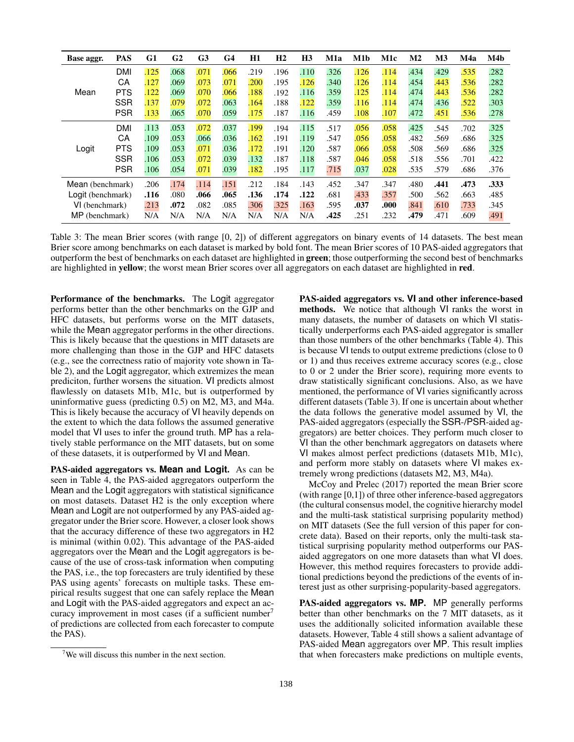| Base aggr. | PAS | G1 | G2 | G3 | G4 | H1 | H2 | H3 | M1a | M1b | M1c | M2 | M3 | M4a | M4b |
|---|---|---|---|---|---|---|---|---|---|---|---|---|---|---|---|
| Mean | DMI | .125 | .068 | .071 | .066 | .219 | .196 | .110 | .326 | .126 | .114 | .434 | .429 | .535 | .282 |
| | CA | .127 | .069 | .073 | .071 | .200 | .195 | .126 | .340 | .126 | .114 | .454 | .443 | .536 | .282 |
| | PTS | .122 | .069 | .070 | .066 | .188 | .192 | .116 | .359 | .125 | .114 | .474 | .443 | .536 | .282 |
| | SSR | .137 | .079 | .072 | .063 | .164 | .188 | .122 | .359 | .116 | .114 | .474 | .436 | .522 | .303 |
| | PSR | .133 | .065 | .070 | .059 | .175 | .187 | .116 | .459 | .108 | .107 | .472 | .451 | .536 | .278 |
| Logit | DMI | .113 | .053 | .072 | .037 | .199 | .194 | .115 | .517 | .056 | .058 | .425 | .545 | .702 | .325 |
| | CA | .109 | .053 | .066 | .036 | .162 | .191 | .119 | .547 | .056 | .058 | .482 | .569 | .686 | .325 |
| | PTS | .109 | .053 | .071 | .036 | .172 | .191 | .120 | .587 | .066 | .058 | .508 | .569 | .686 | .325 |
| | SSR | .106 | .053 | .072 | .039 | .132 | .187 | .118 | .587 | .046 | .058 | .518 | .556 | .701 | .422 |
| | PSR | .106 | .054 | .071 | .039 | .182 | .195 | .117 | .715 | .037 | .028 | .535 | .579 | .686 | .376 |
| Mean (benchmark) | | .206 | .174 | .114 | .151 | .212 | .184 | .143 | .452 | .347 | .347 | .480 | **.441** | **.473** | **.333** |
| Logit (benchmark) | | **.116** | .080 | **.066** | **.065** | **.136** | **.174** | **.122** | .681 | .433 | .357 | .500 | .562 | .663 | .485 |
| VI (benchmark) | | .213 | **.072** | .082 | .085 | .306 | .325 | .163 | .595 | **.037** | **.000** | .841 | .610 | .733 | .345 |
| MP (benchmark) | | N/A | N/A | N/A | N/A | N/A | N/A | N/A | **.425** | .251 | .232 | **.479** | .471 | .609 | .491 |

Table 3: The mean Brier scores (with range [0, 2]) of different aggregators on binary events of 14 datasets. The best mean Brier score among benchmarks on each dataset is marked by bold font. The mean Brier scores of 10 PAS-aided aggregators that outperform the best of benchmarks on each dataset are highlighted in **green**; those outperforming the second best of benchmarks are highlighted in **yellow**; the worst mean Brier scores over all aggregators on each dataset are highlighted in **red**.

**Performance of the benchmarks.** The Logit aggregator performs better than the other benchmarks on the GJP and HFC datasets, but performs worse on the MIT datasets, while the Mean aggregator performs in the other directions. This is likely because that the questions in MIT datasets are more challenging than those in the GJP and HFC datasets (e.g., see the correctness ratio of majority vote shown in Table 2), and the Logit aggregator, which extremizes the mean prediciton, further worsens the situation. VI predicts almost flawlessly on datasets M1b, M1c, but is outperformed by uninformative guess (predicting 0.5) on M2, M3, and M4a. This is likely because the accuracy of VI heavily depends on the extent to which the data follows the assumed generative model that VI uses to infer the ground truth. MP has a relatively stable performance on the MIT datasets, but on some of these datasets, it is outperformed by VI and Mean.

**PAS-aided aggregators vs. Mean and Logit.** As can be seen in Table 4, the PAS-aided aggregators outperform the Mean and the Logit aggregators with statistical significance on most datasets. Dataset H2 is the only exception where Mean and Logit are not outperformed by any PAS-aided aggregator under the Brier score. However, a closer look shows that the accuracy difference of these two aggregators in H2 is minimal (within 0.02). This advantage of the PAS-aided aggregators over the Mean and the Logit aggregators is because of the use of cross-task information when computing the PAS, i.e., the top forecasters are truly identified by these PAS using agents' forecasts on multiple tasks. These empirical results suggest that one can safely replace the Mean and Logit with the PAS-aided aggregators and expect an accuracy improvement in most cases (if a sufficient number[7] of predictions are collected from each forecaster to compute the PAS).

[7] We will discuss this number in the next section.

**PAS-aided aggregators vs. VI and other inference-based methods.** We notice that although VI ranks the worst in many datasets, the number of datasets on which VI statistically underperforms each PAS-aided aggregator is smaller than those numbers of the other benchmarks (Table 4). This is because VI tends to output extreme predictions (close to 0 or 1) and thus receives extreme accuracy scores (e.g., close to 0 or 2 under the Brier score), requiring more events to draw statistically significant conclusions. Also, as we have mentioned, the performance of VI varies significantly across different datasets (Table 3). If one is uncertain about whether the data follows the generative model assumed by VI, the PAS-aided aggregators (especially the SSR-/PSR-aided aggregators) are better choices. They perform much closer to VI than the other benchmark aggregators on datasets where VI makes almost perfect predictions (datasets M1b, M1c), and perform more stably on datasets where VI makes extremely wrong predictions (datasets M2, M3, M4a).

McCoy and Prelec (2017) reported the mean Brier score (with range [0,1]) of three other inference-based aggregators (the cultural consensus model, the cognitive hierarchy model and the multi-task statistical surprising popularity method) on MIT datasets (See the full version of this paper for concrete data). Based on their reports, only the multi-task statistical surprising popularity method outperforms our PAS-aided aggregators on one more datasets than what VI does. However, this method requires forecasters to provide additional predictions beyond the predictions of the events of interest just as other surprising-popularity-based aggregators.

**PAS-aided aggregators vs. MP.** MP generally performs better than other benchmarks on the 7 MIT datasets, as it uses the additionally solicited information available these datasets. However, Table 4 still shows a salient advantage of PAS-aided Mean aggregators over MP. This result implies that when forecasters make predictions on multiple events,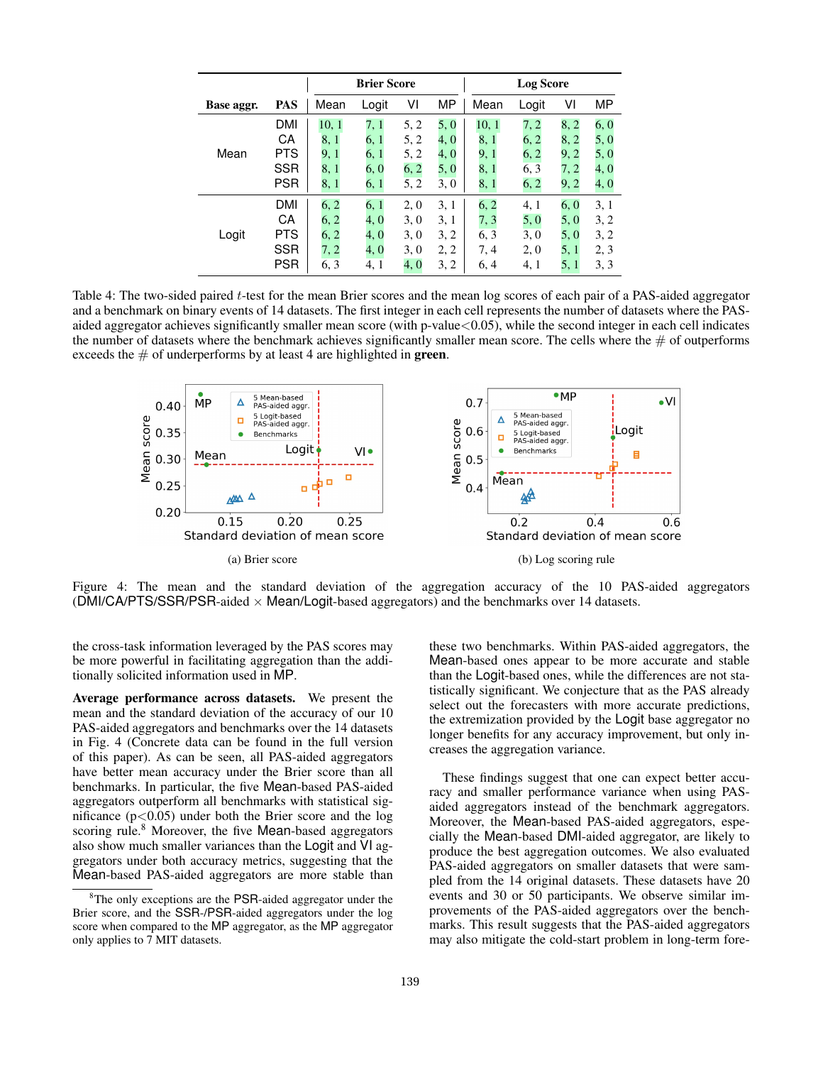| Base aggr. | PAS | Brier Score | | | | Log Score | | | |
|---|---|---|---|---|---|---|---|---|---|
| | | Mean | Logit | VI | MP | Mean | Logit | VI | MP |
| Mean | DMI | 10, 1 | 7, 1 | 5, 2 | 5, 0 | 10, 1 | 7, 2 | 8, 2 | 6, 0 |
| | CA | 8, 1 | 6, 1 | 5, 2 | 4, 0 | 8, 1 | 6, 2 | 8, 2 | 5, 0 |
| | PTS | 9, 1 | 6, 1 | 5, 2 | 4, 0 | 9, 1 | 6, 2 | 9, 2 | 5, 0 |
| | SSR | 8, 1 | 6, 0 | 6, 2 | 5, 0 | 8, 1 | 6, 3 | 7, 2 | 4, 0 |
| | PSR | 8, 1 | 6, 1 | 5, 2 | 3, 0 | 8, 1 | 6, 2 | 9, 2 | 4, 0 |
| Logit | DMI | 6, 2 | 6, 1 | 2, 0 | 3, 1 | 6, 2 | 4, 1 | 6, 0 | 3, 1 |
| | CA | 6, 2 | 4, 0 | 3, 0 | 3, 1 | 7, 3 | 5, 0 | 5, 0 | 3, 2 |
| | PTS | 6, 2 | 4, 0 | 3, 0 | 3, 2 | 6, 3 | 3, 0 | 5, 0 | 3, 2 |
| | SSR | 7, 2 | 4, 0 | 3, 0 | 2, 2 | 7, 4 | 2, 0 | 5, 1 | 2, 3 |
| | PSR | 6, 3 | 4, 1 | 4, 0 | 3, 2 | 6, 4 | 4, 1 | 5, 1 | 3, 3 |

Table 4: The two-sided paired $t$-test for the mean Brier scores and the mean log scores of each pair of a PAS-aided aggregator and a benchmark on binary events of 14 datasets. The first integer in each cell represents the number of datasets where the PAS-aided aggregator achieves significantly smaller mean score (with p-value$<$0.05), while the second integer in each cell indicates the number of datasets where the benchmark achieves significantly smaller mean score. The cells where the # of outperforms exceeds the # of underperforms by at least 4 are highlighted in **green**.

(a) Brier score

(b) Log scoring rule

Figure 4: The mean and the standard deviation of the aggregation accuracy of the 10 PAS-aided aggregators (DMI/CA/PTS/SSR/PSR-aided $\times$ Mean/Logit-based aggregators) and the benchmarks over 14 datasets.

the cross-task information leveraged by the PAS scores may be more powerful in facilitating aggregation than the additionally solicited information used in MP.

**Average performance across datasets.** We present the mean and the standard deviation of the accuracy of our 10 PAS-aided aggregators and benchmarks over the 14 datasets in Fig. 4 (Concrete data can be found in the full version of this paper). As can be seen, all PAS-aided aggregators have better mean accuracy under the Brier score than all benchmarks. In particular, the five Mean-based PAS-aided aggregators outperform all benchmarks with statistical significance ($p<0.05$) under both the Brier score and the log scoring rule.[8] Moreover, the five Mean-based aggregators also show much smaller variances than the Logit and VI aggregators under both accuracy metrics, suggesting that the Mean-based PAS-aided aggregators are more stable than these two benchmarks. Within PAS-aided aggregators, the Mean-based ones appear to be more accurate and stable than the Logit-based ones, while the differences are not statistically significant. We conjecture that as the PAS already select out the forecasters with more accurate predictions, the extremization provided by the Logit base aggregator no longer benefits for any accuracy improvement, but only increases the aggregation variance.

These findings suggest that one can expect better accuracy and smaller performance variance when using PAS-aided aggregators instead of the benchmark aggregators. Moreover, the Mean-based PAS-aided aggregators, especially the Mean-based DMI-aided aggregator, are likely to produce the best aggregation outcomes. We also evaluated PAS-aided aggregators on smaller datasets that were sampled from the 14 original datasets. These datasets have 20 events and 30 or 50 participants. We observe similar improvements of the PAS-aided aggregators over the benchmarks. This result suggests that the PAS-aided aggregators may also mitigate the cold-start problem in long-term fore-

[8] The only exceptions are the PSR-aided aggregator under the Brier score, and the SSR-/PSR-aided aggregators under the log score when compared to the MP aggregator, as the MP aggregator only applies to 7 MIT datasets.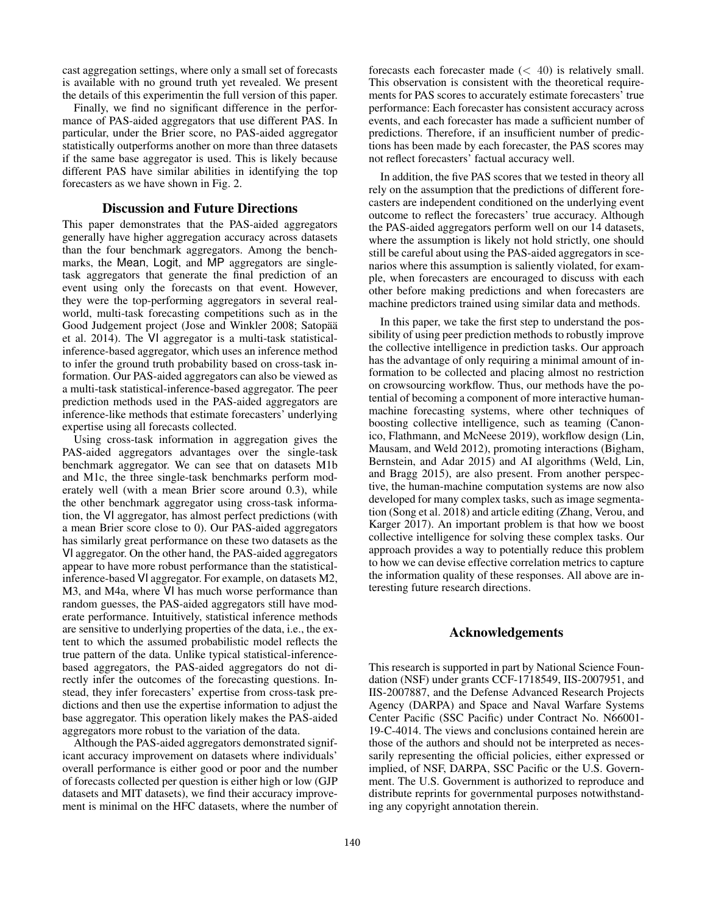cast aggregation settings, where only a small set of forecasts is available with no ground truth yet revealed. We present the details of this experimentin the full version of this paper.

Finally, we find no significant difference in the performance of PAS-aided aggregators that use different PAS. In particular, under the Brier score, no PAS-aided aggregator statistically outperforms another on more than three datasets if the same base aggregator is used. This is likely because different PAS have similar abilities in identifying the top forecasters as we have shown in Fig. 2.

## Discussion and Future Directions

This paper demonstrates that the PAS-aided aggregators generally have higher aggregation accuracy across datasets than the four benchmark aggregators. Among the benchmarks, the Mean, Logit, and MP aggregators are single-task aggregators that generate the final prediction of an event using only the forecasts on that event. However, they were the top-performing aggregators in several real-world, multi-task forecasting competitions such as in the Good Judgement project (Jose and Winkler 2008; Satopää et al. 2014). The VI aggregator is a multi-task statistical-inference-based aggregator, which uses an inference method to infer the ground truth probability based on cross-task information. Our PAS-aided aggregators can also be viewed as a multi-task statistical-inference-based aggregator. The peer prediction methods used in the PAS-aided aggregators are inference-like methods that estimate forecasters' underlying expertise using all forecasts collected.

Using cross-task information in aggregation gives the PAS-aided aggregators advantages over the single-task benchmark aggregator. We can see that on datasets M1b and M1c, the three single-task benchmarks perform moderately well (with a mean Brier score around 0.3), while the other benchmark aggregator using cross-task information, the VI aggregator, has almost perfect predictions (with a mean Brier score close to 0). Our PAS-aided aggregators has similarly great performance on these two datasets as the VI aggregator. On the other hand, the PAS-aided aggregators appear to have more robust performance than the statistical-inference-based VI aggregator. For example, on datasets M2, M3, and M4a, where VI has much worse performance than random guesses, the PAS-aided aggregators still have moderate performance. Intuitively, statistical inference methods are sensitive to underlying properties of the data, i.e., the extent to which the assumed probabilistic model reflects the true pattern of the data. Unlike typical statistical-inference-based aggregators, the PAS-aided aggregators do not directly infer the outcomes of the forecasting questions. Instead, they infer forecasters' expertise from cross-task predictions and then use the expertise information to adjust the base aggregator. This operation likely makes the PAS-aided aggregators more robust to the variation of the data.

Although the PAS-aided aggregators demonstrated significant accuracy improvement on datasets where individuals' overall performance is either good or poor and the number of forecasts collected per question is either high or low (GJP datasets and MIT datasets), we find their accuracy improvement is minimal on the HFC datasets, where the number of forecasts each forecaster made ($< 40$) is relatively small. This observation is consistent with the theoretical requirements for PAS scores to accurately estimate forecasters' true performance: Each forecaster has consistent accuracy across events, and each forecaster has made a sufficient number of predictions. Therefore, if an insufficient number of predictions has been made by each forecaster, the PAS scores may not reflect forecasters' factual accuracy well.

In addition, the five PAS scores that we tested in theory all rely on the assumption that the predictions of different forecasters are independent conditioned on the underlying event outcome to reflect the forecasters' true accuracy. Although the PAS-aided aggregators perform well on our 14 datasets, where the assumption is likely not hold strictly, one should still be careful about using the PAS-aided aggregators in scenarios where this assumption is saliently violated, for example, when forecasters are encouraged to discuss with each other before making predictions and when forecasters are machine predictors trained using similar data and methods.

In this paper, we take the first step to understand the possibility of using peer prediction methods to robustly improve the collective intelligence in prediction tasks. Our approach has the advantage of only requiring a minimal amount of information to be collected and placing almost no restriction on crowsourcing workflow. Thus, our methods have the potential of becoming a component of more interactive human-machine forecasting systems, where other techniques of boosting collective intelligence, such as teaming (Canonico, Flathmann, and McNeese 2019), workflow design (Lin, Mausam, and Weld 2012), promoting interactions (Bigham, Bernstein, and Adar 2015) and AI algorithms (Weld, Lin, and Bragg 2015), are also present. From another perspective, the human-machine computation systems are now also developed for many complex tasks, such as image segmentation (Song et al. 2018) and article editing (Zhang, Verou, and Karger 2017). An important problem is that how we boost collective intelligence for solving these complex tasks. Our approach provides a way to potentially reduce this problem to how we can devise effective correlation metrics to capture the information quality of these responses. All above are interesting future research directions.

## Acknowledgements

This research is supported in part by National Science Foundation (NSF) under grants CCF-1718549, IIS-2007951, and IIS-2007887, and the Defense Advanced Research Projects Agency (DARPA) and Space and Naval Warfare Systems Center Pacific (SSC Pacific) under Contract No. N66001-19-C-4014. The views and conclusions contained herein are those of the authors and should not be interpreted as necessarily representing the official policies, either expressed or implied, of NSF, DARPA, SSC Pacific or the U.S. Government. The U.S. Government is authorized to reproduce and distribute reprints for governmental purposes notwithstanding any copyright annotation therein.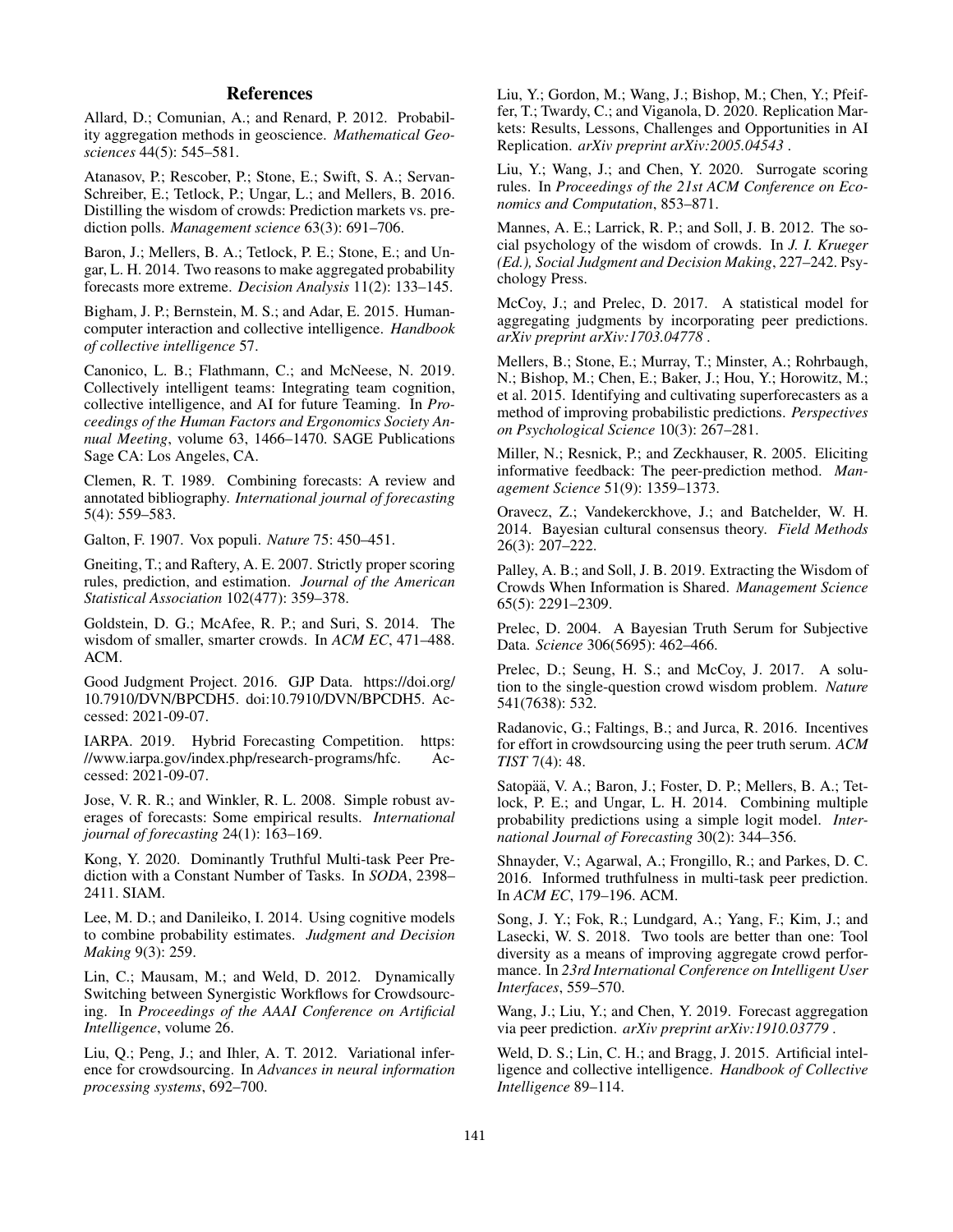## References

Allard, D.; Comunian, A.; and Renard, P. 2012. Probability aggregation methods in geoscience. *Mathematical Geosciences* 44(5): 545–581.

Atanasov, P.; Rescober, P.; Stone, E.; Swift, S. A.; Servan-Schreiber, E.; Tetlock, P.; Ungar, L.; and Mellers, B. 2016. Distilling the wisdom of crowds: Prediction markets vs. prediction polls. *Management science* 63(3): 691–706.

Baron, J.; Mellers, B. A.; Tetlock, P. E.; Stone, E.; and Ungar, L. H. 2014. Two reasons to make aggregated probability forecasts more extreme. *Decision Analysis* 11(2): 133–145.

Bigham, J. P.; Bernstein, M. S.; and Adar, E. 2015. Human-computer interaction and collective intelligence. *Handbook of collective intelligence* 57.

Canonico, L. B.; Flathmann, C.; and McNeese, N. 2019. Collectively intelligent teams: Integrating team cognition, collective intelligence, and AI for future Teaming. In *Proceedings of the Human Factors and Ergonomics Society Annual Meeting*, volume 63, 1466–1470. SAGE Publications Sage CA: Los Angeles, CA.

Clemen, R. T. 1989. Combining forecasts: A review and annotated bibliography. *International journal of forecasting* 5(4): 559–583.

Galton, F. 1907. Vox populi. *Nature* 75: 450–451.

Gneiting, T.; and Raftery, A. E. 2007. Strictly proper scoring rules, prediction, and estimation. *Journal of the American Statistical Association* 102(477): 359–378.

Goldstein, D. G.; McAfee, R. P.; and Suri, S. 2014. The wisdom of smaller, smarter crowds. In *ACM EC*, 471–488. ACM.

Good Judgment Project. 2016. GJP Data. https://doi.org/10.7910/DVN/BPCDH5. doi:10.7910/DVN/BPCDH5. Accessed: 2021-09-07.

IARPA. 2019. Hybrid Forecasting Competition. https://www.iarpa.gov/index.php/research-programs/hfc. Accessed: 2021-09-07.

Jose, V. R. R.; and Winkler, R. L. 2008. Simple robust averages of forecasts: Some empirical results. *International journal of forecasting* 24(1): 163–169.

Kong, Y. 2020. Dominantly Truthful Multi-task Peer Prediction with a Constant Number of Tasks. In *SODA*, 2398–2411. SIAM.

Lee, M. D.; and Danileiko, I. 2014. Using cognitive models to combine probability estimates. *Judgment and Decision Making* 9(3): 259.

Lin, C.; Mausam, M.; and Weld, D. 2012. Dynamically Switching between Synergistic Workflows for Crowdsourcing. In *Proceedings of the AAAI Conference on Artificial Intelligence*, volume 26.

Liu, Q.; Peng, J.; and Ihler, A. T. 2012. Variational inference for crowdsourcing. In *Advances in neural information processing systems*, 692–700.

Liu, Y.; Gordon, M.; Wang, J.; Bishop, M.; Chen, Y.; Pfeiffer, T.; Twardy, C.; and Viganola, D. 2020. Replication Markets: Results, Lessons, Challenges and Opportunities in AI Replication. *arXiv preprint arXiv:2005.04543* .

Liu, Y.; Wang, J.; and Chen, Y. 2020. Surrogate scoring rules. In *Proceedings of the 21st ACM Conference on Economics and Computation*, 853–871.

Mannes, A. E.; Larrick, R. P.; and Soll, J. B. 2012. The social psychology of the wisdom of crowds. In *J. I. Krueger (Ed.), Social Judgment and Decision Making*, 227–242. Psychology Press.

McCoy, J.; and Prelec, D. 2017. A statistical model for aggregating judgments by incorporating peer predictions. *arXiv preprint arXiv:1703.04778* .

Mellers, B.; Stone, E.; Murray, T.; Minster, A.; Rohrbaugh, N.; Bishop, M.; Chen, E.; Baker, J.; Hou, Y.; Horowitz, M.; et al. 2015. Identifying and cultivating superforecasters as a method of improving probabilistic predictions. *Perspectives on Psychological Science* 10(3): 267–281.

Miller, N.; Resnick, P.; and Zeckhauser, R. 2005. Eliciting informative feedback: The peer-prediction method. *Management Science* 51(9): 1359–1373.

Oravecz, Z.; Vandekerckhove, J.; and Batchelder, W. H. 2014. Bayesian cultural consensus theory. *Field Methods* 26(3): 207–222.

Palley, A. B.; and Soll, J. B. 2019. Extracting the Wisdom of Crowds When Information is Shared. *Management Science* 65(5): 2291–2309.

Prelec, D. 2004. A Bayesian Truth Serum for Subjective Data. *Science* 306(5695): 462–466.

Prelec, D.; Seung, H. S.; and McCoy, J. 2017. A solution to the single-question crowd wisdom problem. *Nature* 541(7638): 532.

Radanovic, G.; Faltings, B.; and Jurca, R. 2016. Incentives for effort in crowdsourcing using the peer truth serum. *ACM TIST* 7(4): 48.

Satopää, V. A.; Baron, J.; Foster, D. P.; Mellers, B. A.; Tetlock, P. E.; and Ungar, L. H. 2014. Combining multiple probability predictions using a simple logit model. *International Journal of Forecasting* 30(2): 344–356.

Shnayder, V.; Agarwal, A.; Frongillo, R.; and Parkes, D. C. 2016. Informed truthfulness in multi-task peer prediction. In *ACM EC*, 179–196. ACM.

Song, J. Y.; Fok, R.; Lundgard, A.; Yang, F.; Kim, J.; and Lasecki, W. S. 2018. Two tools are better than one: Tool diversity as a means of improving aggregate crowd performance. In *23rd International Conference on Intelligent User Interfaces*, 559–570.

Wang, J.; Liu, Y.; and Chen, Y. 2019. Forecast aggregation via peer prediction. *arXiv preprint arXiv:1910.03779* .

Weld, D. S.; Lin, C. H.; and Bragg, J. 2015. Artificial intelligence and collective intelligence. *Handbook of Collective Intelligence* 89–114.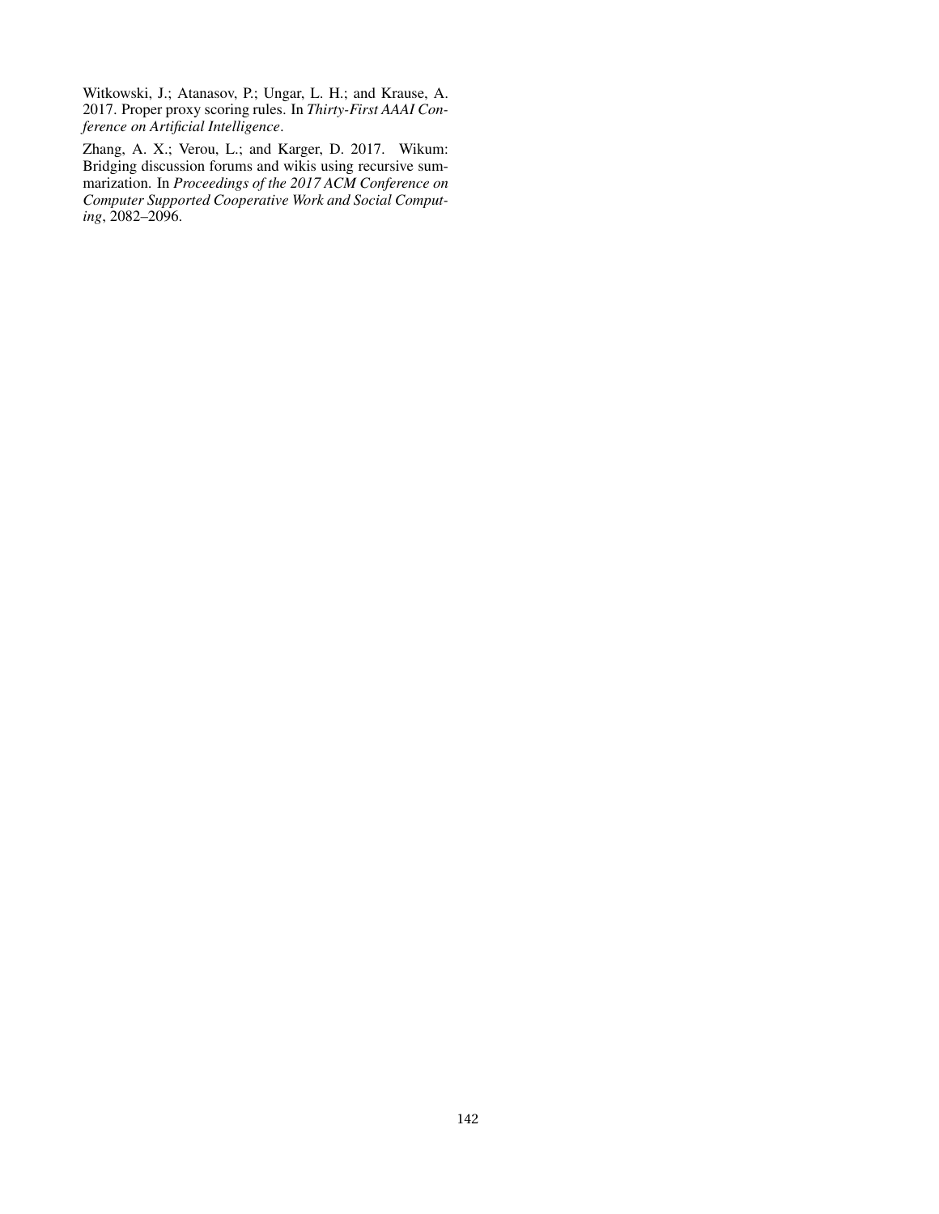Witkowski, J.; Atanasov, P.; Ungar, L. H.; and Krause, A. 2017. Proper proxy scoring rules. In *Thirty-First AAAI Conference on Artificial Intelligence*.

Zhang, A. X.; Verou, L.; and Karger, D. 2017. Wikum: Bridging discussion forums and wikis using recursive summarization. In *Proceedings of the 2017 ACM Conference on Computer Supported Cooperative Work and Social Computing*, 2082–2096.